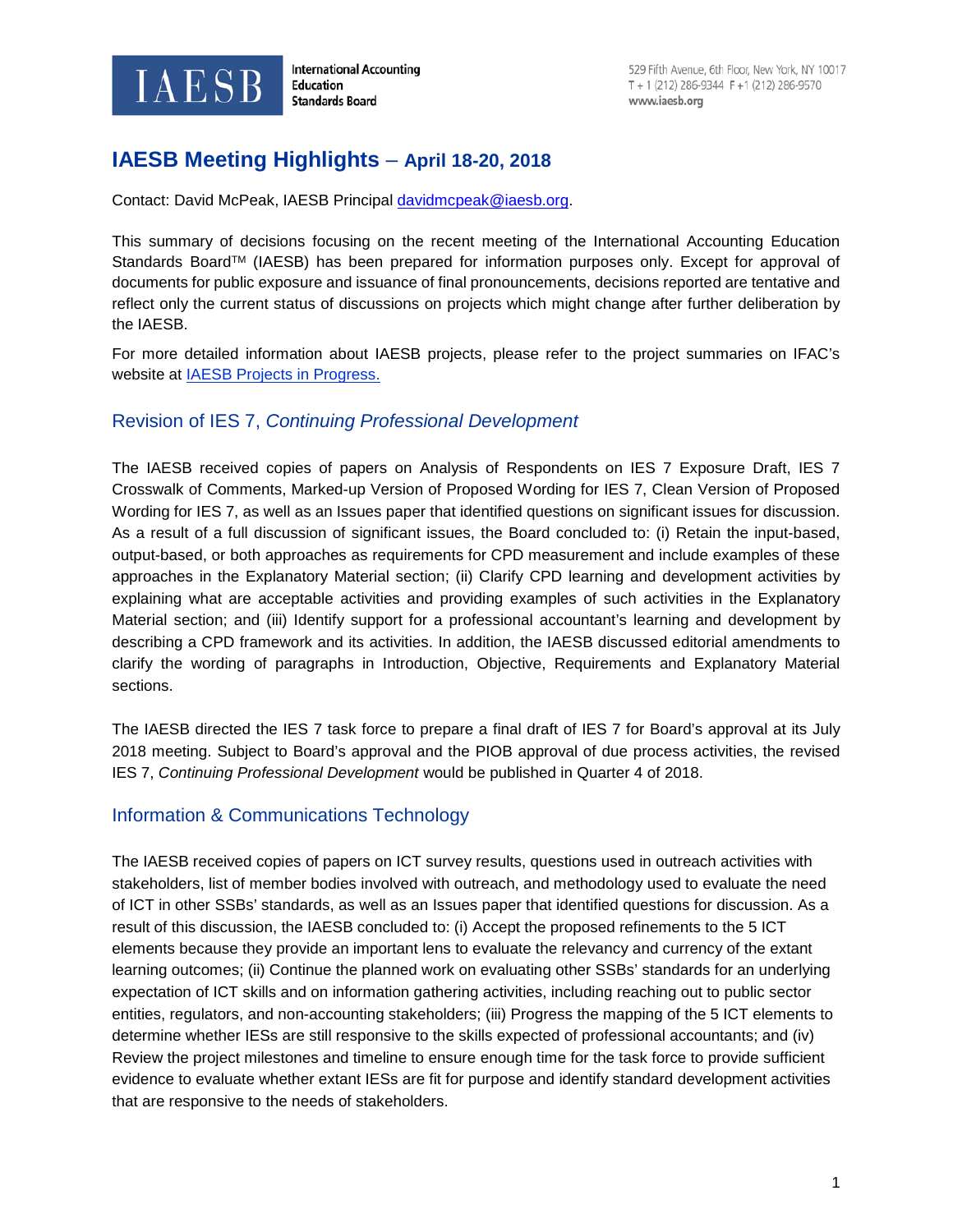IAESB International Accounting Education Standards Board

529 Fifth Avenue, 6th Floor, New York, NY 10017
T + 1 (212) 286-9344 F +1 (212) 286-9570
www.iaesb.org

# IAESB Meeting Highlights – April 18-20, 2018

Contact: David McPeak, IAESB Principal davidmcpeak@iaesb.org.

This summary of decisions focusing on the recent meeting of the International Accounting Education Standards Board™ (IAESB) has been prepared for information purposes only. Except for approval of documents for public exposure and issuance of final pronouncements, decisions reported are tentative and reflect only the current status of discussions on projects which might change after further deliberation by the IAESB.

For more detailed information about IAESB projects, please refer to the project summaries on IFAC's website at IAESB Projects in Progress.

## Revision of IES 7, *Continuing Professional Development*

The IAESB received copies of papers on Analysis of Respondents on IES 7 Exposure Draft, IES 7 Crosswalk of Comments, Marked-up Version of Proposed Wording for IES 7, Clean Version of Proposed Wording for IES 7, as well as an Issues paper that identified questions on significant issues for discussion. As a result of a full discussion of significant issues, the Board concluded to: (i) Retain the input-based, output-based, or both approaches as requirements for CPD measurement and include examples of these approaches in the Explanatory Material section; (ii) Clarify CPD learning and development activities by explaining what are acceptable activities and providing examples of such activities in the Explanatory Material section; and (iii) Identify support for a professional accountant's learning and development by describing a CPD framework and its activities. In addition, the IAESB discussed editorial amendments to clarify the wording of paragraphs in Introduction, Objective, Requirements and Explanatory Material sections.

The IAESB directed the IES 7 task force to prepare a final draft of IES 7 for Board's approval at its July 2018 meeting. Subject to Board's approval and the PIOB approval of due process activities, the revised IES 7, *Continuing Professional Development* would be published in Quarter 4 of 2018.

## Information & Communications Technology

The IAESB received copies of papers on ICT survey results, questions used in outreach activities with stakeholders, list of member bodies involved with outreach, and methodology used to evaluate the need of ICT in other SSBs' standards, as well as an Issues paper that identified questions for discussion. As a result of this discussion, the IAESB concluded to: (i) Accept the proposed refinements to the 5 ICT elements because they provide an important lens to evaluate the relevancy and currency of the extant learning outcomes; (ii) Continue the planned work on evaluating other SSBs' standards for an underlying expectation of ICT skills and on information gathering activities, including reaching out to public sector entities, regulators, and non-accounting stakeholders; (iii) Progress the mapping of the 5 ICT elements to determine whether IESs are still responsive to the skills expected of professional accountants; and (iv) Review the project milestones and timeline to ensure enough time for the task force to provide sufficient evidence to evaluate whether extant IESs are fit for purpose and identify standard development activities that are responsive to the needs of stakeholders.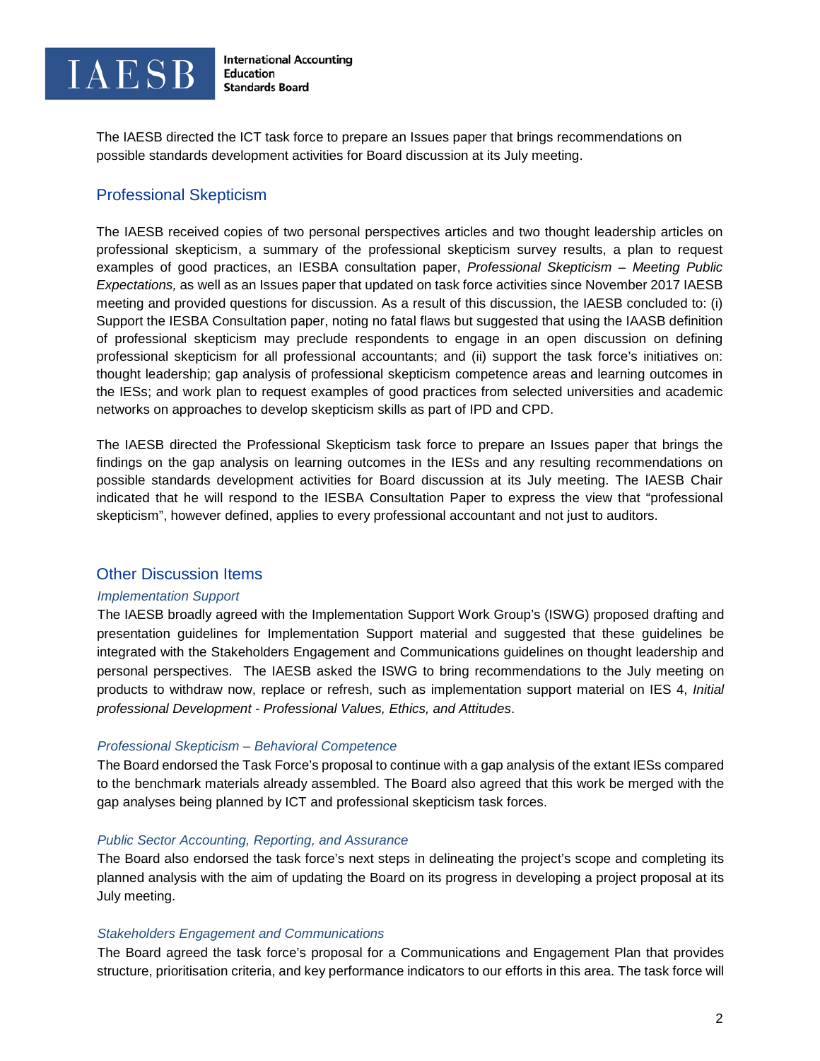The IAESB directed the ICT task force to prepare an Issues paper that brings recommendations on possible standards development activities for Board discussion at its July meeting.

## Professional Skepticism

The IAESB received copies of two personal perspectives articles and two thought leadership articles on professional skepticism, a summary of the professional skepticism survey results, a plan to request examples of good practices, an IESBA consultation paper, *Professional Skepticism – Meeting Public Expectations,* as well as an Issues paper that updated on task force activities since November 2017 IAESB meeting and provided questions for discussion. As a result of this discussion, the IAESB concluded to: (i) Support the IESBA Consultation paper, noting no fatal flaws but suggested that using the IAASB definition of professional skepticism may preclude respondents to engage in an open discussion on defining professional skepticism for all professional accountants; and (ii) support the task force's initiatives on: thought leadership; gap analysis of professional skepticism competence areas and learning outcomes in the IESs; and work plan to request examples of good practices from selected universities and academic networks on approaches to develop skepticism skills as part of IPD and CPD.

The IAESB directed the Professional Skepticism task force to prepare an Issues paper that brings the findings on the gap analysis on learning outcomes in the IESs and any resulting recommendations on possible standards development activities for Board discussion at its July meeting. The IAESB Chair indicated that he will respond to the IESBA Consultation Paper to express the view that "professional skepticism", however defined, applies to every professional accountant and not just to auditors.

## Other Discussion Items

### *Implementation Support*

The IAESB broadly agreed with the Implementation Support Work Group's (ISWG) proposed drafting and presentation guidelines for Implementation Support material and suggested that these guidelines be integrated with the Stakeholders Engagement and Communications guidelines on thought leadership and personal perspectives. The IAESB asked the ISWG to bring recommendations to the July meeting on products to withdraw now, replace or refresh, such as implementation support material on IES 4, *Initial professional Development - Professional Values, Ethics, and Attitudes*.

### *Professional Skepticism – Behavioral Competence*

The Board endorsed the Task Force's proposal to continue with a gap analysis of the extant IESs compared to the benchmark materials already assembled. The Board also agreed that this work be merged with the gap analyses being planned by ICT and professional skepticism task forces.

### *Public Sector Accounting, Reporting, and Assurance*

The Board also endorsed the task force's next steps in delineating the project's scope and completing its planned analysis with the aim of updating the Board on its progress in developing a project proposal at its July meeting.

### *Stakeholders Engagement and Communications*

The Board agreed the task force's proposal for a Communications and Engagement Plan that provides structure, prioritisation criteria, and key performance indicators to our efforts in this area. The task force will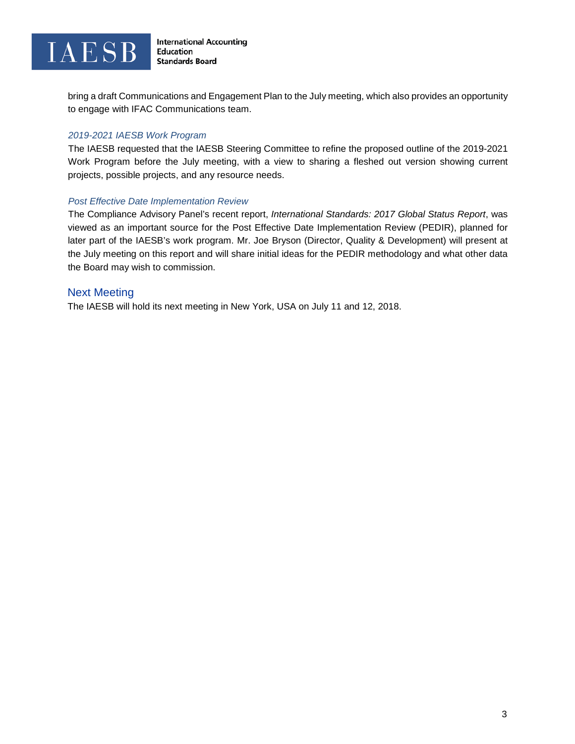bring a draft Communications and Engagement Plan to the July meeting, which also provides an opportunity to engage with IFAC Communications team.

### *2019-2021 IAESB Work Program*

The IAESB requested that the IAESB Steering Committee to refine the proposed outline of the 2019-2021 Work Program before the July meeting, with a view to sharing a fleshed out version showing current projects, possible projects, and any resource needs.

### *Post Effective Date Implementation Review*

The Compliance Advisory Panel's recent report, *International Standards: 2017 Global Status Report*, was viewed as an important source for the Post Effective Date Implementation Review (PEDIR), planned for later part of the IAESB's work program. Mr. Joe Bryson (Director, Quality & Development) will present at the July meeting on this report and will share initial ideas for the PEDIR methodology and what other data the Board may wish to commission.

## Next Meeting

The IAESB will hold its next meeting in New York, USA on July 11 and 12, 2018.